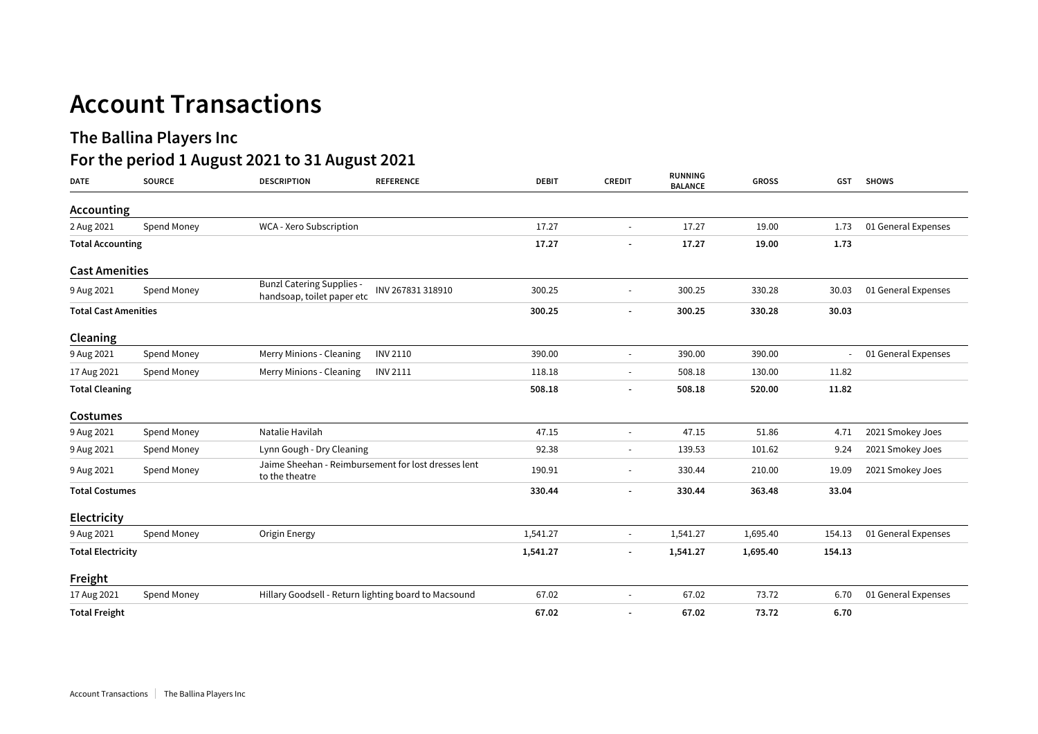# Account Transactions

## The Ballina Players Inc

## For the period 1 August 2021 to 31 August 2021

| DATE | SOURCE | DESCRIPTION | REFERENCE | DEBIT | CREDIT | RUNNING BALANCE | GROSS | GST | SHOWS |
|---|---|---|---|---|---|---|---|---|---|
| **Accounting** | | | | | | | | | |
| 2 Aug 2021 | Spend Money | WCA - Xero Subscription | | 17.27 | - | 17.27 | 19.00 | 1.73 | 01 General Expenses |
| **Total Accounting** | | | | **17.27** | **-** | **17.27** | **19.00** | **1.73** | |
| **Cast Amenities** | | | | | | | | | |
| 9 Aug 2021 | Spend Money | Bunzl Catering Supplies - handsoap, toilet paper etc | INV 267831 318910 | 300.25 | - | 300.25 | 330.28 | 30.03 | 01 General Expenses |
| **Total Cast Amenities** | | | | **300.25** | **-** | **300.25** | **330.28** | **30.03** | |
| **Cleaning** | | | | | | | | | |
| 9 Aug 2021 | Spend Money | Merry Minions - Cleaning | INV 2110 | 390.00 | - | 390.00 | 390.00 | - | 01 General Expenses |
| 17 Aug 2021 | Spend Money | Merry Minions - Cleaning | INV 2111 | 118.18 | - | 508.18 | 130.00 | 11.82 | |
| **Total Cleaning** | | | | **508.18** | **-** | **508.18** | **520.00** | **11.82** | |
| **Costumes** | | | | | | | | | |
| 9 Aug 2021 | Spend Money | Natalie Havilah | | 47.15 | - | 47.15 | 51.86 | 4.71 | 2021 Smokey Joes |
| 9 Aug 2021 | Spend Money | Lynn Gough - Dry Cleaning | | 92.38 | - | 139.53 | 101.62 | 9.24 | 2021 Smokey Joes |
| 9 Aug 2021 | Spend Money | Jaime Sheehan - Reimbursement for lost dresses lent to the theatre | | 190.91 | - | 330.44 | 210.00 | 19.09 | 2021 Smokey Joes |
| **Total Costumes** | | | | **330.44** | **-** | **330.44** | **363.48** | **33.04** | |
| **Electricity** | | | | | | | | | |
| 9 Aug 2021 | Spend Money | Origin Energy | | 1,541.27 | - | 1,541.27 | 1,695.40 | 154.13 | 01 General Expenses |
| **Total Electricity** | | | | **1,541.27** | **-** | **1,541.27** | **1,695.40** | **154.13** | |
| **Freight** | | | | | | | | | |
| 17 Aug 2021 | Spend Money | Hillary Goodsell - Return lighting board to Macsound | | 67.02 | - | 67.02 | 73.72 | 6.70 | 01 General Expenses |
| **Total Freight** | | | | **67.02** | **-** | **67.02** | **73.72** | **6.70** | |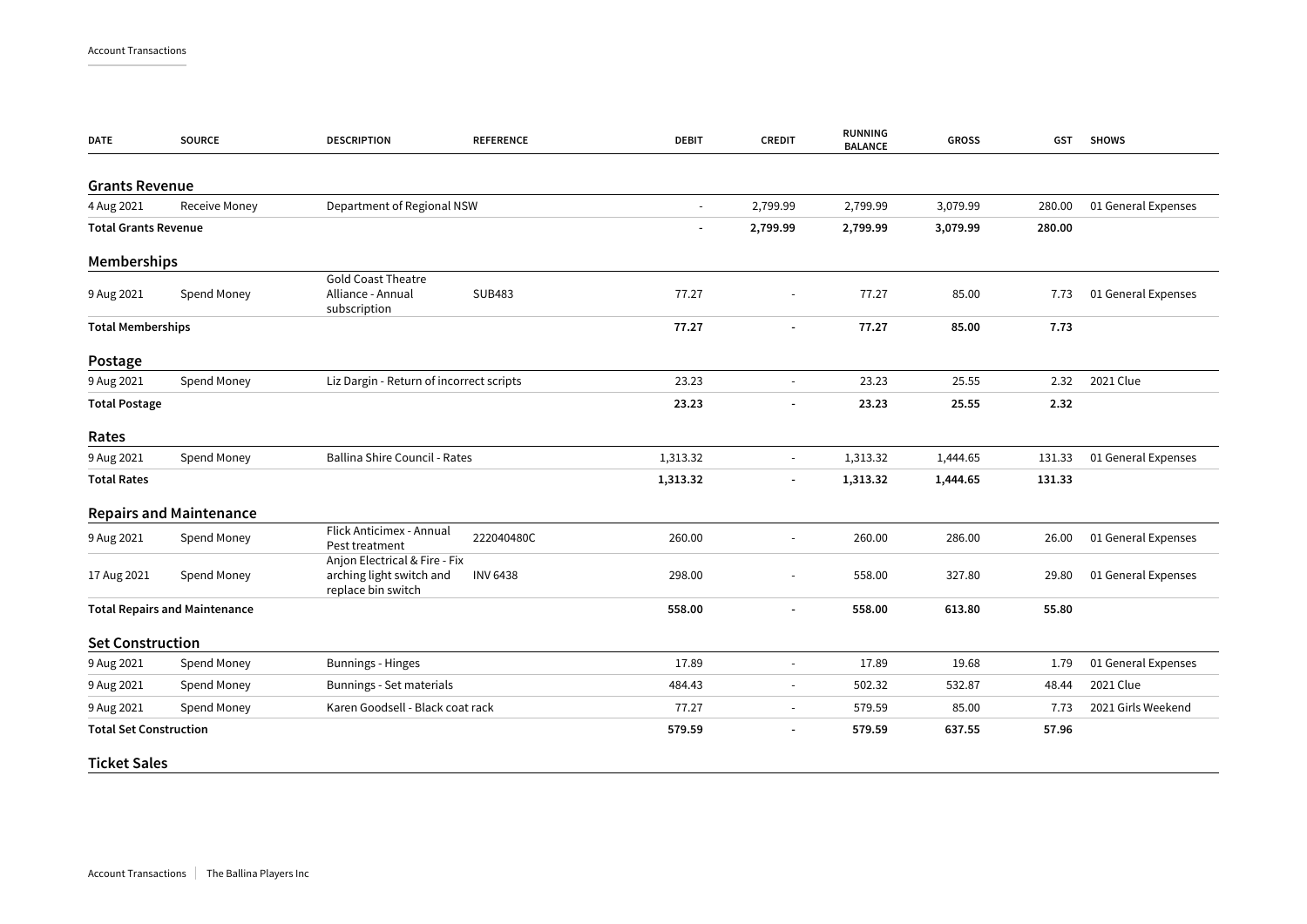| DATE | SOURCE | DESCRIPTION | REFERENCE | DEBIT | CREDIT | RUNNING BALANCE | GROSS | GST | SHOWS |
|---|---|---|---|---|---|---|---|---|---|
| **Grants Revenue** | | | | | | | | | |
| 4 Aug 2021 | Receive Money | Department of Regional NSW | | - | 2,799.99 | 2,799.99 | 3,079.99 | 280.00 | 01 General Expenses |
| **Total Grants Revenue** | | | | **-** | **2,799.99** | **2,799.99** | **3,079.99** | **280.00** | |
| **Memberships** | | | | | | | | | |
| 9 Aug 2021 | Spend Money | Gold Coast Theatre Alliance - Annual subscription | SUB483 | 77.27 | - | 77.27 | 85.00 | 7.73 | 01 General Expenses |
| **Total Memberships** | | | | **77.27** | **-** | **77.27** | **85.00** | **7.73** | |
| **Postage** | | | | | | | | | |
| 9 Aug 2021 | Spend Money | Liz Dargin - Return of incorrect scripts | | 23.23 | - | 23.23 | 25.55 | 2.32 | 2021 Clue |
| **Total Postage** | | | | **23.23** | **-** | **23.23** | **25.55** | **2.32** | |
| **Rates** | | | | | | | | | |
| 9 Aug 2021 | Spend Money | Ballina Shire Council - Rates | | 1,313.32 | - | 1,313.32 | 1,444.65 | 131.33 | 01 General Expenses |
| **Total Rates** | | | | **1,313.32** | **-** | **1,313.32** | **1,444.65** | **131.33** | |
| **Repairs and Maintenance** | | | | | | | | | |
| 9 Aug 2021 | Spend Money | Flick Anticimex - Annual Pest treatment | 222040480C | 260.00 | - | 260.00 | 286.00 | 26.00 | 01 General Expenses |
| 17 Aug 2021 | Spend Money | Anjon Electrical & Fire - Fix arching light switch and replace bin switch | INV 6438 | 298.00 | - | 558.00 | 327.80 | 29.80 | 01 General Expenses |
| **Total Repairs and Maintenance** | | | | **558.00** | **-** | **558.00** | **613.80** | **55.80** | |
| **Set Construction** | | | | | | | | | |
| 9 Aug 2021 | Spend Money | Bunnings - Hinges | | 17.89 | - | 17.89 | 19.68 | 1.79 | 01 General Expenses |
| 9 Aug 2021 | Spend Money | Bunnings - Set materials | | 484.43 | - | 502.32 | 532.87 | 48.44 | 2021 Clue |
| 9 Aug 2021 | Spend Money | Karen Goodsell - Black coat rack | | 77.27 | - | 579.59 | 85.00 | 7.73 | 2021 Girls Weekend |
| **Total Set Construction** | | | | **579.59** | **-** | **579.59** | **637.55** | **57.96** | |
| **Ticket Sales** | | | | | | | | | |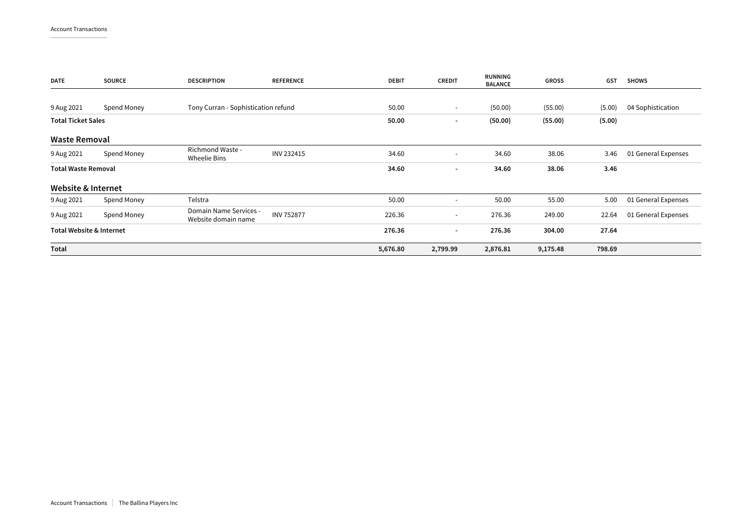| DATE | SOURCE | DESCRIPTION | REFERENCE | DEBIT | CREDIT | RUNNING BALANCE | GROSS | GST | SHOWS |
|---|---|---|---|---|---|---|---|---|---|
| 9 Aug 2021 | Spend Money | Tony Curran - Sophistication refund | | 50.00 | - | (50.00) | (55.00) | (5.00) | 04 Sophistication |
| **Total Ticket Sales** | | | | **50.00** | **-** | **(50.00)** | **(55.00)** | **(5.00)** | |
| **Waste Removal** | | | | | | | | | |
| 9 Aug 2021 | Spend Money | Richmond Waste - Wheelie Bins | INV 232415 | 34.60 | - | 34.60 | 38.06 | 3.46 | 01 General Expenses |
| **Total Waste Removal** | | | | **34.60** | **-** | **34.60** | **38.06** | **3.46** | |
| **Website & Internet** | | | | | | | | | |
| 9 Aug 2021 | Spend Money | Telstra | | 50.00 | - | 50.00 | 55.00 | 5.00 | 01 General Expenses |
| 9 Aug 2021 | Spend Money | Domain Name Services - Website domain name | INV 752877 | 226.36 | - | 276.36 | 249.00 | 22.64 | 01 General Expenses |
| **Total Website & Internet** | | | | **276.36** | **-** | **276.36** | **304.00** | **27.64** | |
| **Total** | | | | **5,676.80** | **2,799.99** | **2,876.81** | **9,175.48** | **798.69** | |